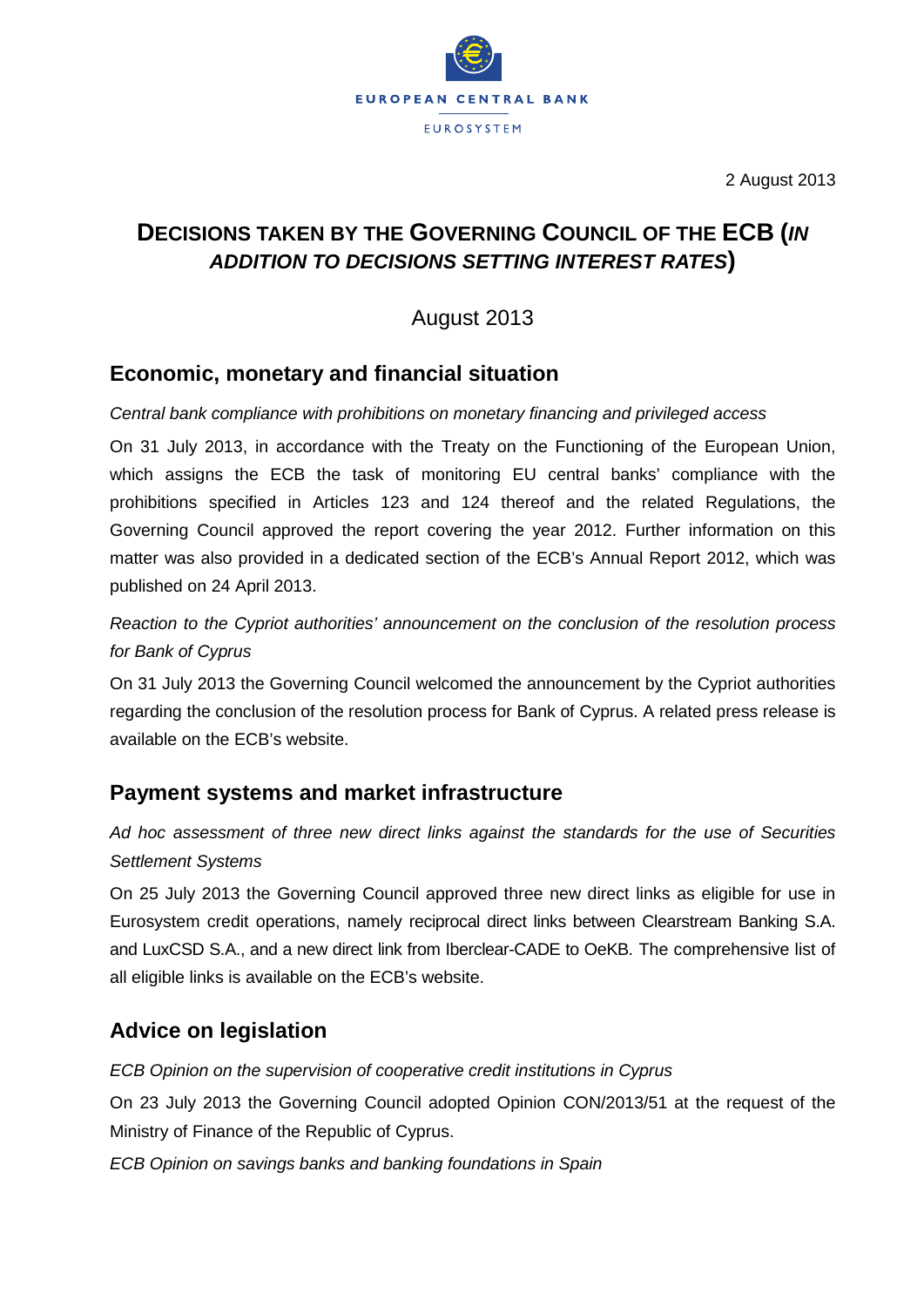EUROPEAN CENTRAL BANK

EUROSYSTEM

2 August 2013

# DECISIONS TAKEN BY THE GOVERNING COUNCIL OF THE ECB (*IN ADDITION TO DECISIONS SETTING INTEREST RATES*)

August 2013

## Economic, monetary and financial situation

*Central bank compliance with prohibitions on monetary financing and privileged access*

On 31 July 2013, in accordance with the Treaty on the Functioning of the European Union, which assigns the ECB the task of monitoring EU central banks' compliance with the prohibitions specified in Articles 123 and 124 thereof and the related Regulations, the Governing Council approved the report covering the year 2012. Further information on this matter was also provided in a dedicated section of the ECB's Annual Report 2012, which was published on 24 April 2013.

*Reaction to the Cypriot authorities' announcement on the conclusion of the resolution process for Bank of Cyprus*

On 31 July 2013 the Governing Council welcomed the announcement by the Cypriot authorities regarding the conclusion of the resolution process for Bank of Cyprus. A related press release is available on the ECB's website.

## Payment systems and market infrastructure

*Ad hoc assessment of three new direct links against the standards for the use of Securities Settlement Systems*

On 25 July 2013 the Governing Council approved three new direct links as eligible for use in Eurosystem credit operations, namely reciprocal direct links between Clearstream Banking S.A. and LuxCSD S.A., and a new direct link from Iberclear-CADE to OeKB. The comprehensive list of all eligible links is available on the ECB's website.

## Advice on legislation

*ECB Opinion on the supervision of cooperative credit institutions in Cyprus*

On 23 July 2013 the Governing Council adopted Opinion CON/2013/51 at the request of the Ministry of Finance of the Republic of Cyprus.

*ECB Opinion on savings banks and banking foundations in Spain*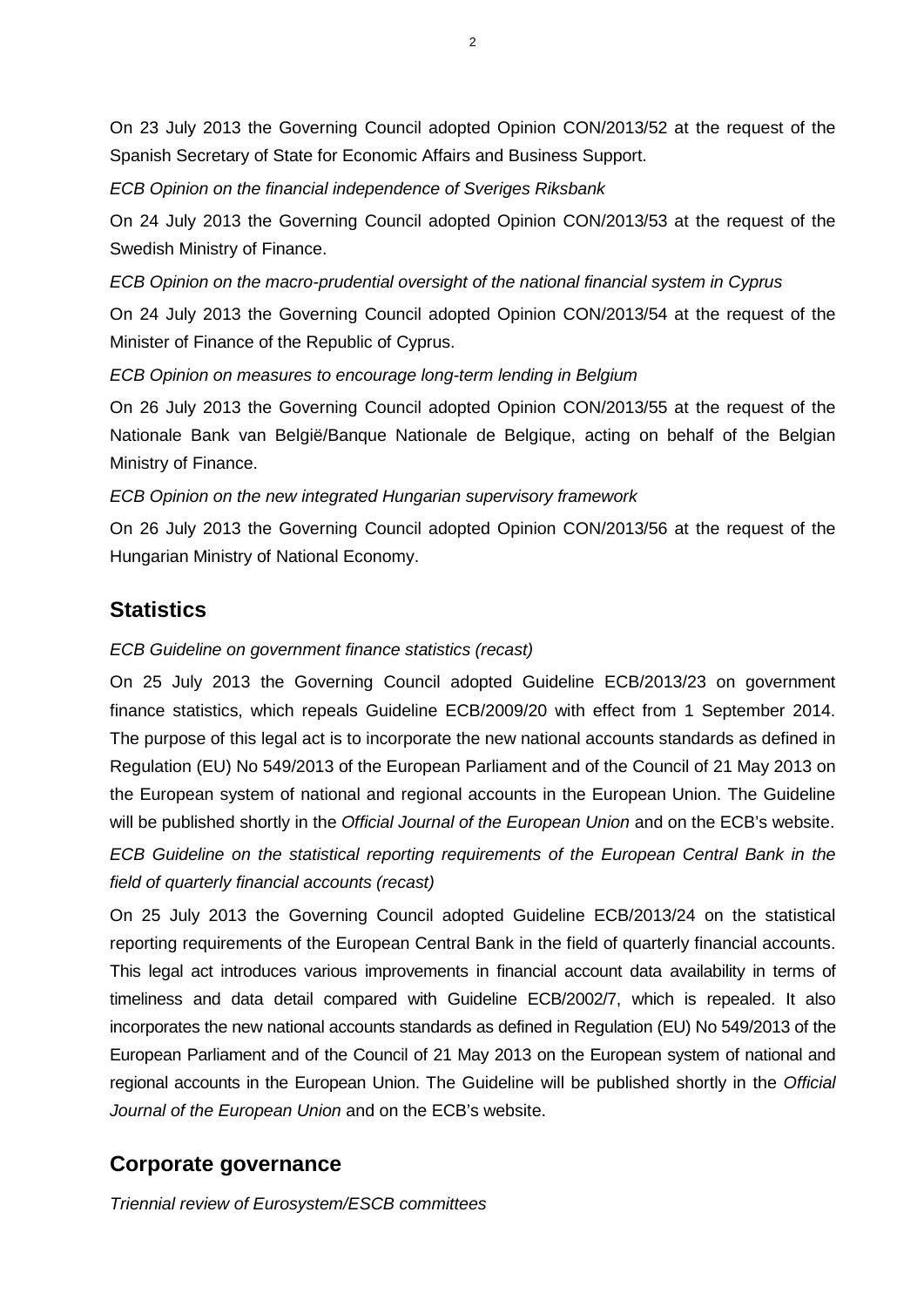On 23 July 2013 the Governing Council adopted Opinion CON/2013/52 at the request of the Spanish Secretary of State for Economic Affairs and Business Support.

*ECB Opinion on the financial independence of Sveriges Riksbank*

On 24 July 2013 the Governing Council adopted Opinion CON/2013/53 at the request of the Swedish Ministry of Finance.

*ECB Opinion on the macro-prudential oversight of the national financial system in Cyprus*

On 24 July 2013 the Governing Council adopted Opinion CON/2013/54 at the request of the Minister of Finance of the Republic of Cyprus.

*ECB Opinion on measures to encourage long-term lending in Belgium*

On 26 July 2013 the Governing Council adopted Opinion CON/2013/55 at the request of the Nationale Bank van België/Banque Nationale de Belgique, acting on behalf of the Belgian Ministry of Finance.

*ECB Opinion on the new integrated Hungarian supervisory framework*

On 26 July 2013 the Governing Council adopted Opinion CON/2013/56 at the request of the Hungarian Ministry of National Economy.

## Statistics

*ECB Guideline on government finance statistics (recast)*

On 25 July 2013 the Governing Council adopted Guideline ECB/2013/23 on government finance statistics, which repeals Guideline ECB/2009/20 with effect from 1 September 2014. The purpose of this legal act is to incorporate the new national accounts standards as defined in Regulation (EU) No 549/2013 of the European Parliament and of the Council of 21 May 2013 on the European system of national and regional accounts in the European Union. The Guideline will be published shortly in the *Official Journal of the European Union* and on the ECB's website.

*ECB Guideline on the statistical reporting requirements of the European Central Bank in the field of quarterly financial accounts (recast)*

On 25 July 2013 the Governing Council adopted Guideline ECB/2013/24 on the statistical reporting requirements of the European Central Bank in the field of quarterly financial accounts. This legal act introduces various improvements in financial account data availability in terms of timeliness and data detail compared with Guideline ECB/2002/7, which is repealed. It also incorporates the new national accounts standards as defined in Regulation (EU) No 549/2013 of the European Parliament and of the Council of 21 May 2013 on the European system of national and regional accounts in the European Union. The Guideline will be published shortly in the *Official Journal of the European Union* and on the ECB's website.

## Corporate governance

*Triennial review of Eurosystem/ESCB committees*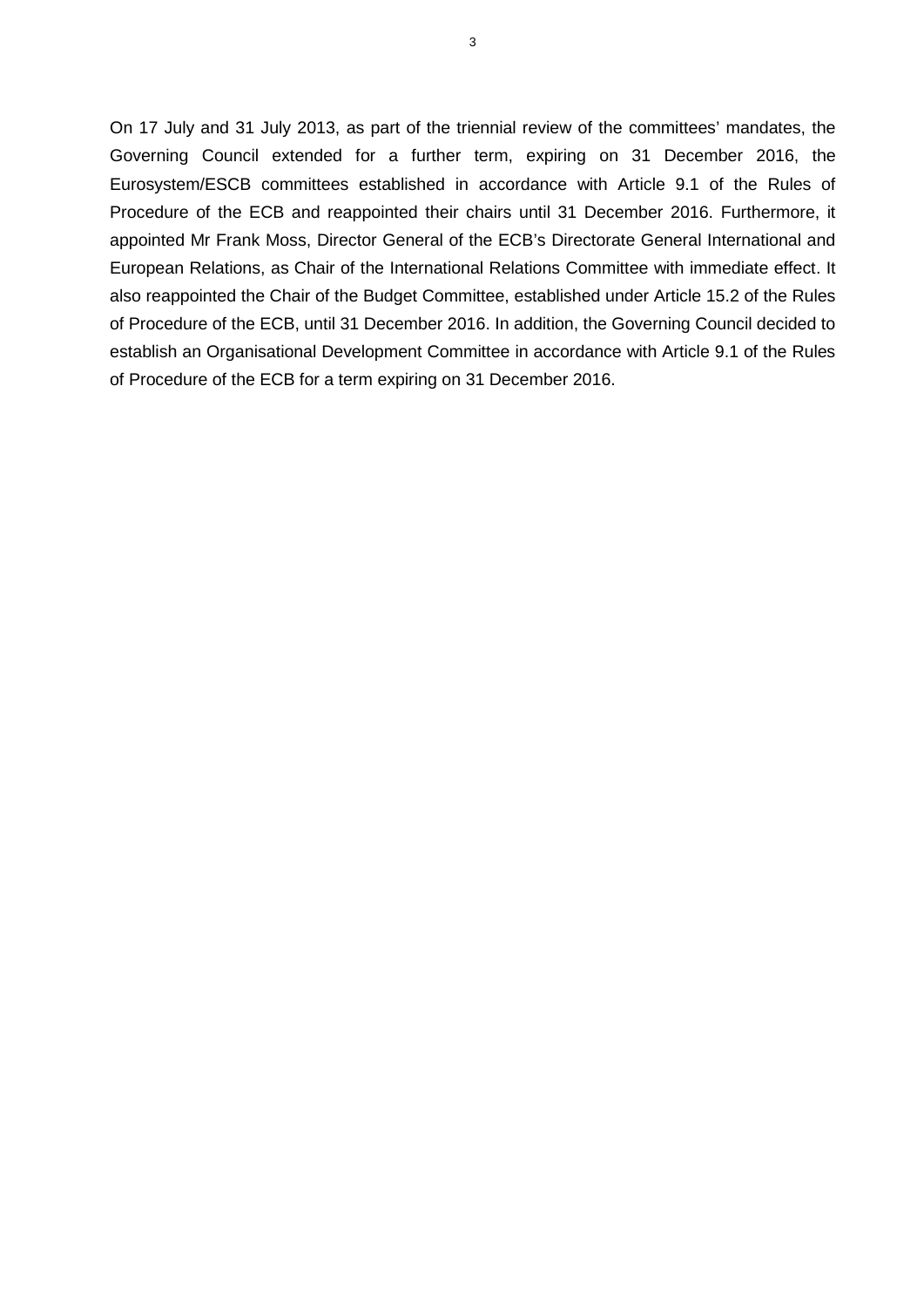On 17 July and 31 July 2013, as part of the triennial review of the committees' mandates, the Governing Council extended for a further term, expiring on 31 December 2016, the Eurosystem/ESCB committees established in accordance with Article 9.1 of the Rules of Procedure of the ECB and reappointed their chairs until 31 December 2016. Furthermore, it appointed Mr Frank Moss, Director General of the ECB's Directorate General International and European Relations, as Chair of the International Relations Committee with immediate effect. It also reappointed the Chair of the Budget Committee, established under Article 15.2 of the Rules of Procedure of the ECB, until 31 December 2016. In addition, the Governing Council decided to establish an Organisational Development Committee in accordance with Article 9.1 of the Rules of Procedure of the ECB for a term expiring on 31 December 2016.